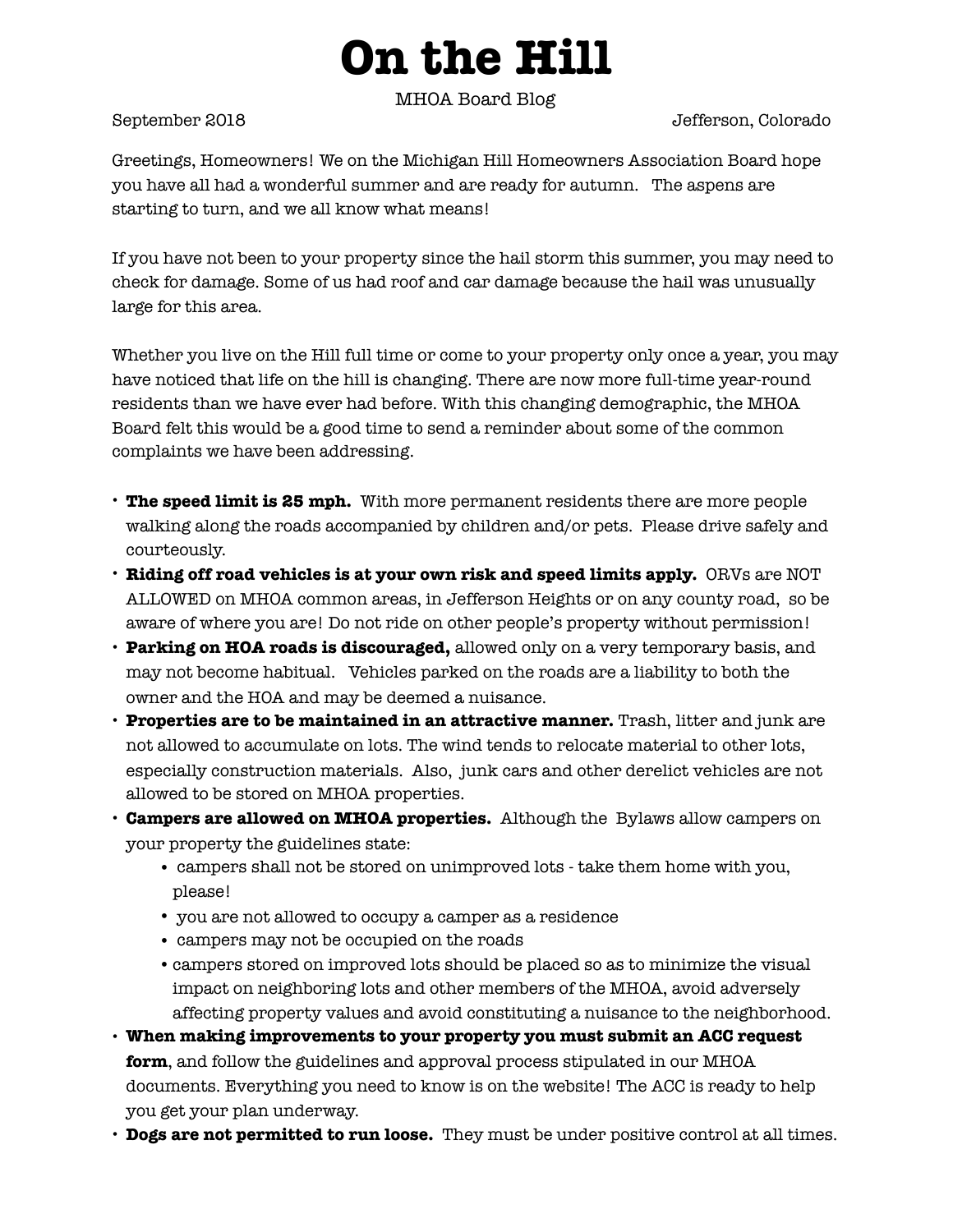# On the Hill

MHOA Board Blog

September 2018 Jefferson, Colorado

Greetings, Homeowners! We on the Michigan Hill Homeowners Association Board hope you have all had a wonderful summer and are ready for autumn. The aspens are starting to turn, and we all know what means!

If you have not been to your property since the hail storm this summer, you may need to check for damage. Some of us had roof and car damage because the hail was unusually large for this area.

Whether you live on the Hill full time or come to your property only once a year, you may have noticed that life on the hill is changing. There are now more full-time year-round residents than we have ever had before. With this changing demographic, the MHOA Board felt this would be a good time to send a reminder about some of the common complaints we have been addressing.

- **The speed limit is 25 mph.** With more permanent residents there are more people walking along the roads accompanied by children and/or pets. Please drive safely and courteously.
- **Riding off road vehicles is at your own risk and speed limits apply.** ORVs are NOT ALLOWED on MHOA common areas, in Jefferson Heights or on any county road, so be aware of where you are! Do not ride on other people's property without permission!
- **Parking on HOA roads is discouraged,** allowed only on a very temporary basis, and may not become habitual. Vehicles parked on the roads are a liability to both the owner and the HOA and may be deemed a nuisance.
- **Properties are to be maintained in an attractive manner.** Trash, litter and junk are not allowed to accumulate on lots. The wind tends to relocate material to other lots, especially construction materials. Also, junk cars and other derelict vehicles are not allowed to be stored on MHOA properties.
- **Campers are allowed on MHOA properties.** Although the Bylaws allow campers on your property the guidelines state:
  - campers shall not be stored on unimproved lots - take them home with you, please!
  - you are not allowed to occupy a camper as a residence
  - campers may not be occupied on the roads
  - campers stored on improved lots should be placed so as to minimize the visual impact on neighboring lots and other members of the MHOA, avoid adversely affecting property values and avoid constituting a nuisance to the neighborhood.
- **When making improvements to your property you must submit an ACC request form**, and follow the guidelines and approval process stipulated in our MHOA documents. Everything you need to know is on the website! The ACC is ready to help you get your plan underway.
- **Dogs are not permitted to run loose.** They must be under positive control at all times.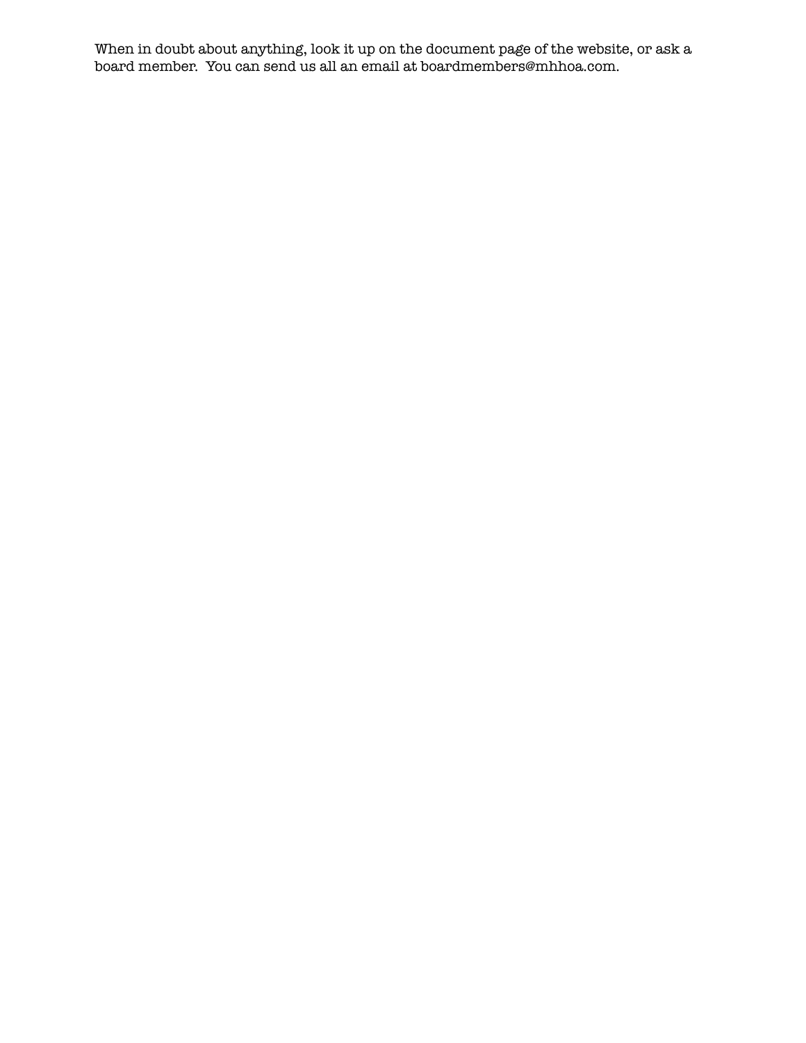When in doubt about anything, look it up on the document page of the website, or ask a board member. You can send us all an email at boardmembers@mhhoa.com.